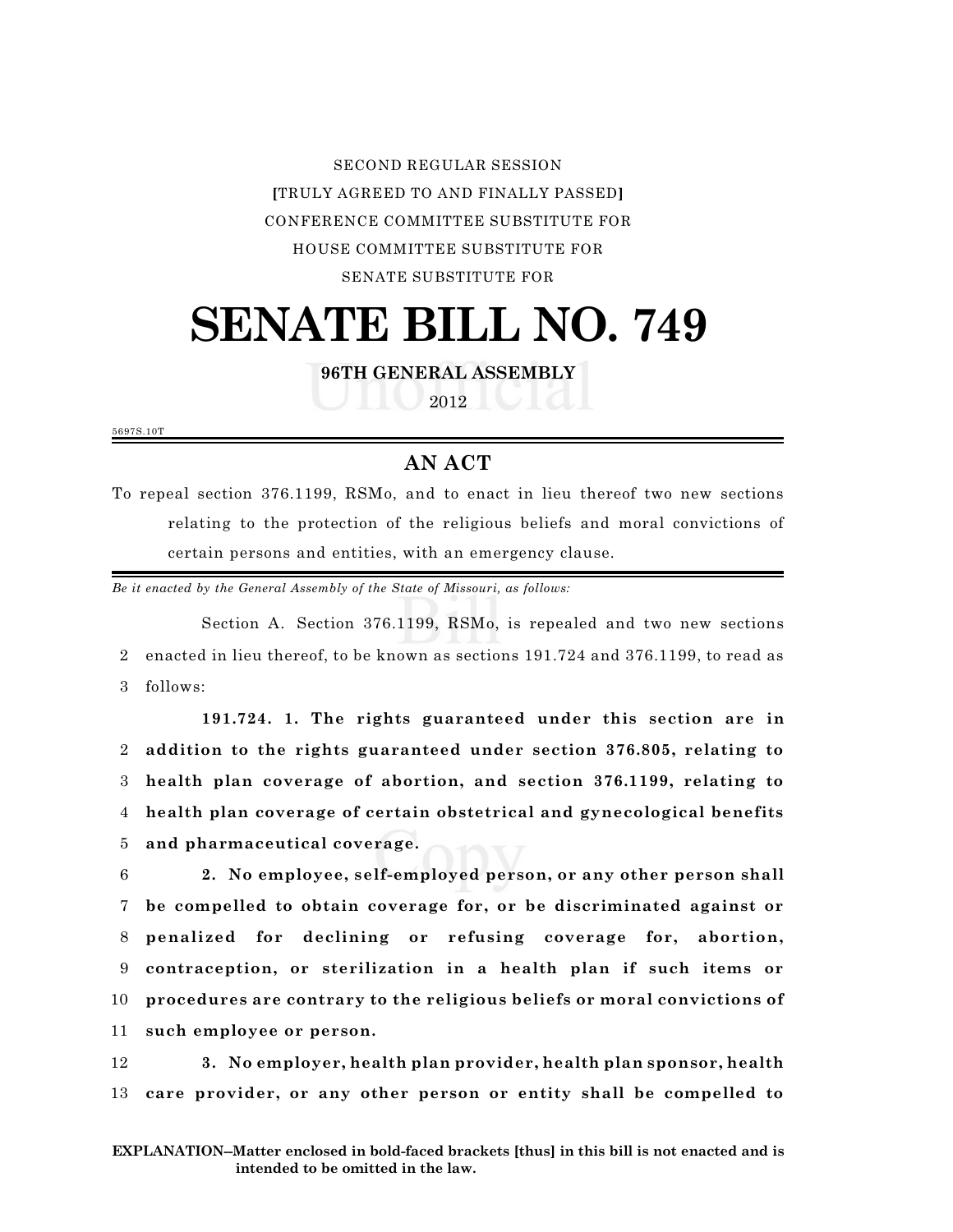SECOND REGULAR SESSION

[TRULY AGREED TO AND FINALLY PASSED]

CONFERENCE COMMITTEE SUBSTITUTE FOR

HOUSE COMMITTEE SUBSTITUTE FOR

SENATE SUBSTITUTE FOR

# SENATE BILL NO. 749

**96TH GENERAL ASSEMBLY**

2012

5697S.10T

## AN ACT

To repeal section 376.1199, RSMo, and to enact in lieu thereof two new sections relating to the protection of the religious beliefs and moral convictions of certain persons and entities, with an emergency clause.

*Be it enacted by the General Assembly of the State of Missouri, as follows:*

Section A. Section 376.1199, RSMo, is repealed and two new sections enacted in lieu thereof, to be known as sections 191.724 and 376.1199, to read as follows:

**191.724. 1. The rights guaranteed under this section are in addition to the rights guaranteed under section 376.805, relating to health plan coverage of abortion, and section 376.1199, relating to health plan coverage of certain obstetrical and gynecological benefits and pharmaceutical coverage.**

**2. No employee, self-employed person, or any other person shall be compelled to obtain coverage for, or be discriminated against or penalized for declining or refusing coverage for, abortion, contraception, or sterilization in a health plan if such items or procedures are contrary to the religious beliefs or moral convictions of such employee or person.**

**3. No employer, health plan provider, health plan sponsor, health care provider, or any other person or entity shall be compelled to**

**EXPLANATION–Matter enclosed in bold-faced brackets [thus] in this bill is not enacted and is intended to be omitted in the law.**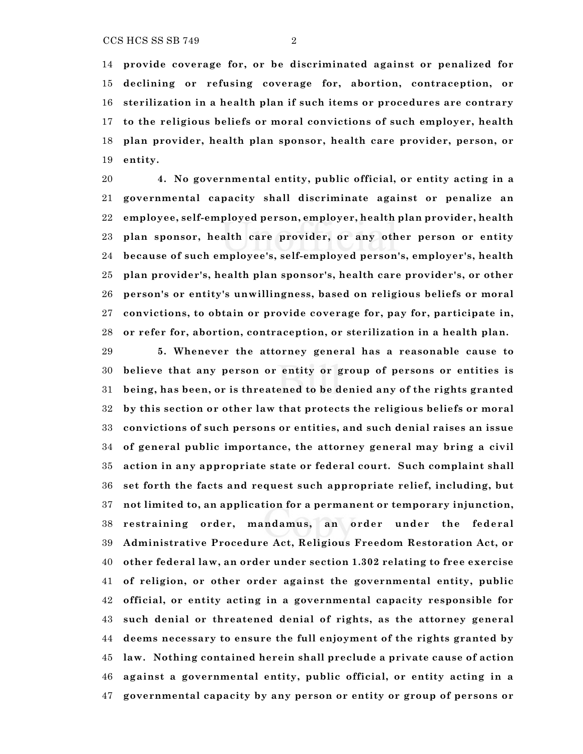**provide coverage for, or be discriminated against or penalized for declining or refusing coverage for, abortion, contraception, or sterilization in a health plan if such items or procedures are contrary to the religious beliefs or moral convictions of such employer, health plan provider, health plan sponsor, health care provider, person, or entity.**

**4. No governmental entity, public official, or entity acting in a governmental capacity shall discriminate against or penalize an employee, self-employed person, employer, health plan provider, health plan sponsor, health care provider, or any other person or entity because of such employee's, self-employed person's, employer's, health plan provider's, health plan sponsor's, health care provider's, or other person's or entity's unwillingness, based on religious beliefs or moral convictions, to obtain or provide coverage for, pay for, participate in, or refer for, abortion, contraception, or sterilization in a health plan.**

**5. Whenever the attorney general has a reasonable cause to believe that any person or entity or group of persons or entities is being, has been, or is threatened to be denied any of the rights granted by this section or other law that protects the religious beliefs or moral convictions of such persons or entities, and such denial raises an issue of general public importance, the attorney general may bring a civil action in any appropriate state or federal court. Such complaint shall set forth the facts and request such appropriate relief, including, but not limited to, an application for a permanent or temporary injunction, restraining order, mandamus, an order under the federal Administrative Procedure Act, Religious Freedom Restoration Act, or other federal law, an order under section 1.302 relating to free exercise of religion, or other order against the governmental entity, public official, or entity acting in a governmental capacity responsible for such denial or threatened denial of rights, as the attorney general deems necessary to ensure the full enjoyment of the rights granted by law. Nothing contained herein shall preclude a private cause of action against a governmental entity, public official, or entity acting in a governmental capacity by any person or entity or group of persons or**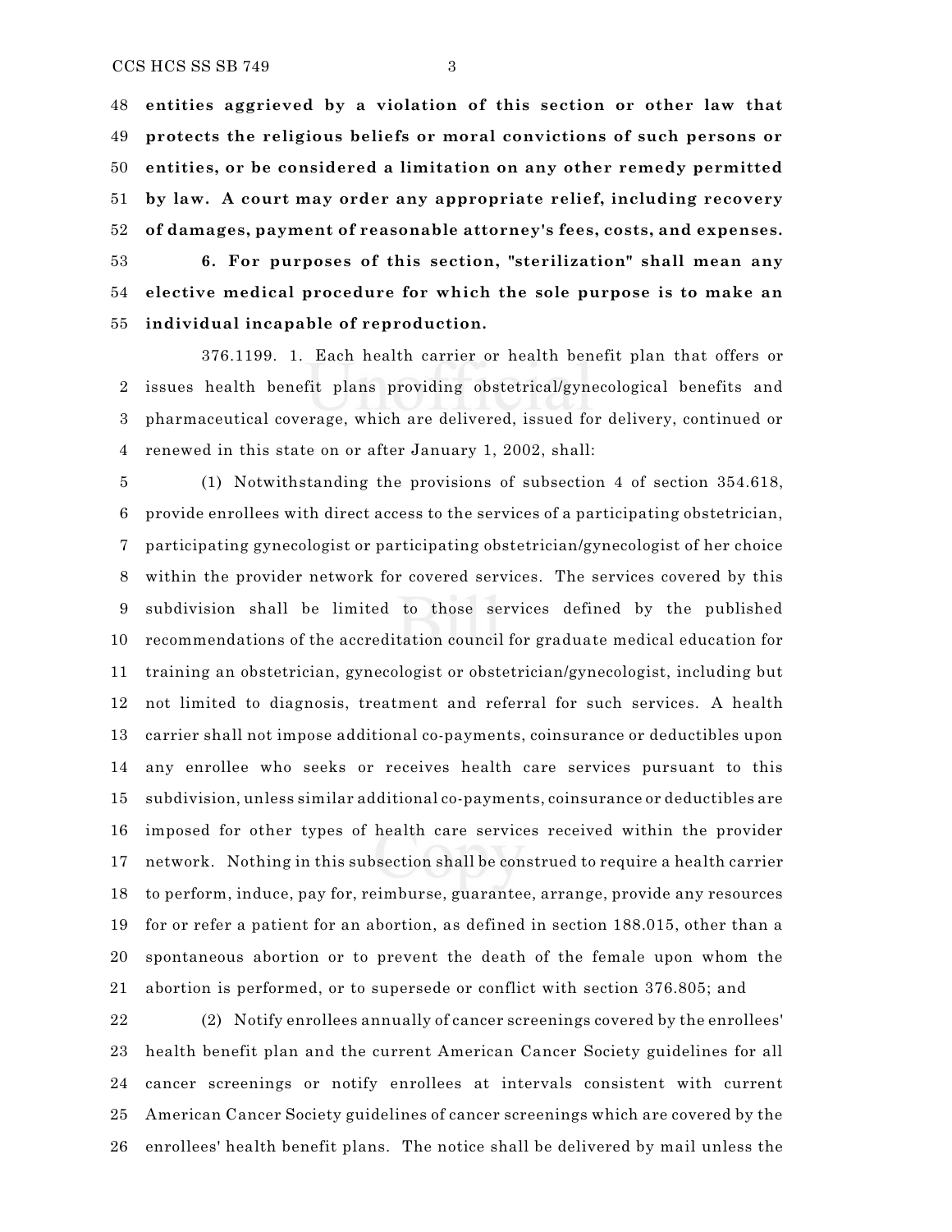**entities aggrieved by a violation of this section or other law that protects the religious beliefs or moral convictions of such persons or entities, or be considered a limitation on any other remedy permitted by law. A court may order any appropriate relief, including recovery of damages, payment of reasonable attorney's fees, costs, and expenses.**

**6. For purposes of this section, "sterilization" shall mean any elective medical procedure for which the sole purpose is to make an individual incapable of reproduction.**

376.1199. 1. Each health carrier or health benefit plan that offers or issues health benefit plans providing obstetrical/gynecological benefits and pharmaceutical coverage, which are delivered, issued for delivery, continued or renewed in this state on or after January 1, 2002, shall:

(1) Notwithstanding the provisions of subsection 4 of section 354.618, provide enrollees with direct access to the services of a participating obstetrician, participating gynecologist or participating obstetrician/gynecologist of her choice within the provider network for covered services. The services covered by this subdivision shall be limited to those services defined by the published recommendations of the accreditation council for graduate medical education for training an obstetrician, gynecologist or obstetrician/gynecologist, including but not limited to diagnosis, treatment and referral for such services. A health carrier shall not impose additional co-payments, coinsurance or deductibles upon any enrollee who seeks or receives health care services pursuant to this subdivision, unless similar additional co-payments, coinsurance or deductibles are imposed for other types of health care services received within the provider network. Nothing in this subsection shall be construed to require a health carrier to perform, induce, pay for, reimburse, guarantee, arrange, provide any resources for or refer a patient for an abortion, as defined in section 188.015, other than a spontaneous abortion or to prevent the death of the female upon whom the abortion is performed, or to supersede or conflict with section 376.805; and

(2) Notify enrollees annually of cancer screenings covered by the enrollees' health benefit plan and the current American Cancer Society guidelines for all cancer screenings or notify enrollees at intervals consistent with current American Cancer Society guidelines of cancer screenings which are covered by the enrollees' health benefit plans. The notice shall be delivered by mail unless the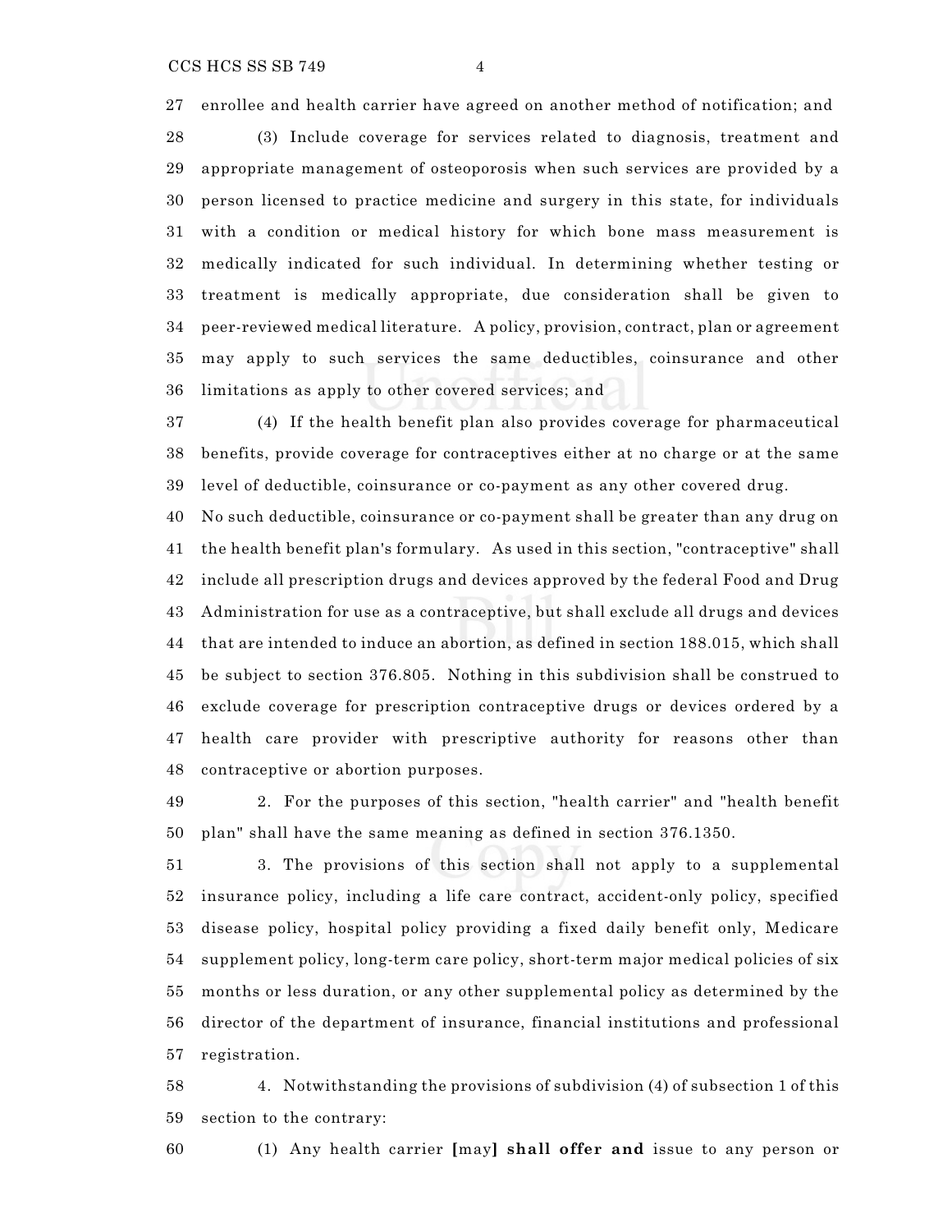enrollee and health carrier have agreed on another method of notification; and

(3) Include coverage for services related to diagnosis, treatment and appropriate management of osteoporosis when such services are provided by a person licensed to practice medicine and surgery in this state, for individuals with a condition or medical history for which bone mass measurement is medically indicated for such individual. In determining whether testing or treatment is medically appropriate, due consideration shall be given to peer-reviewed medical literature. A policy, provision, contract, plan or agreement may apply to such services the same deductibles, coinsurance and other limitations as apply to other covered services; and

(4) If the health benefit plan also provides coverage for pharmaceutical benefits, provide coverage for contraceptives either at no charge or at the same level of deductible, coinsurance or co-payment as any other covered drug.

No such deductible, coinsurance or co-payment shall be greater than any drug on the health benefit plan's formulary. As used in this section, "contraceptive" shall include all prescription drugs and devices approved by the federal Food and Drug Administration for use as a contraceptive, but shall exclude all drugs and devices that are intended to induce an abortion, as defined in section 188.015, which shall be subject to section 376.805. Nothing in this subdivision shall be construed to exclude coverage for prescription contraceptive drugs or devices ordered by a health care provider with prescriptive authority for reasons other than contraceptive or abortion purposes.

2. For the purposes of this section, "health carrier" and "health benefit plan" shall have the same meaning as defined in section 376.1350.

3. The provisions of this section shall not apply to a supplemental insurance policy, including a life care contract, accident-only policy, specified disease policy, hospital policy providing a fixed daily benefit only, Medicare supplement policy, long-term care policy, short-term major medical policies of six months or less duration, or any other supplemental policy as determined by the director of the department of insurance, financial institutions and professional registration.

4. Notwithstanding the provisions of subdivision (4) of subsection 1 of this section to the contrary:

(1) Any health carrier **[**may**] shall offer and** issue to any person or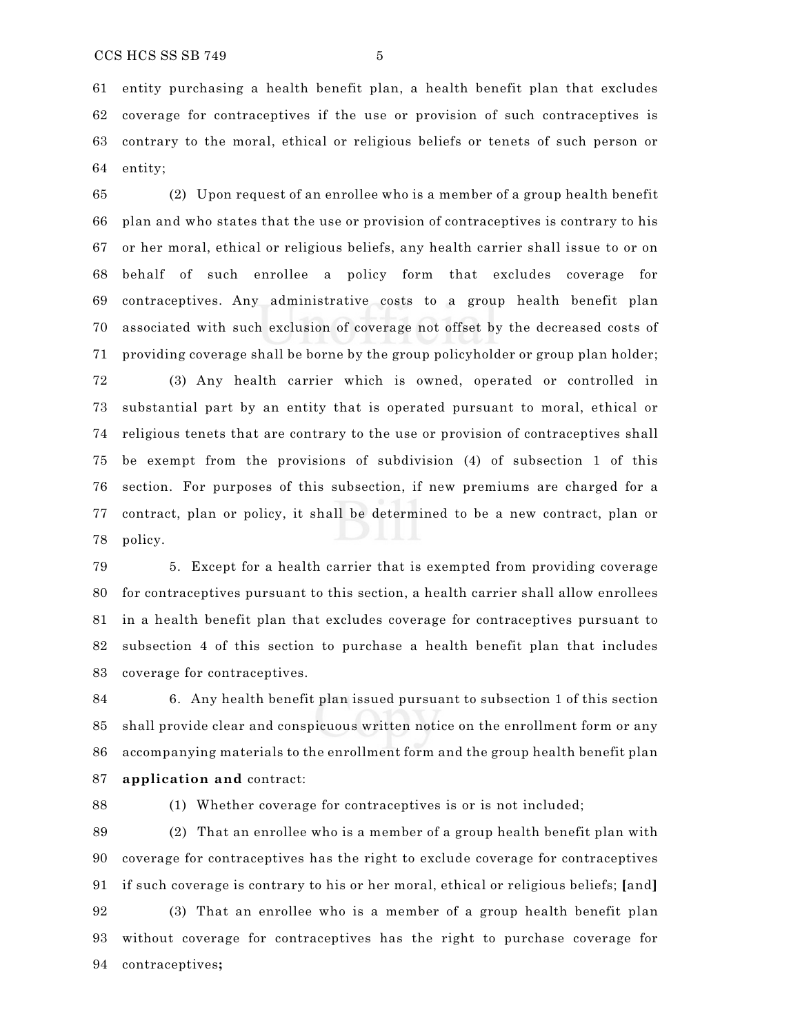61 entity purchasing a health benefit plan, a health benefit plan that excludes
62 coverage for contraceptives if the use or provision of such contraceptives is
63 contrary to the moral, ethical or religious beliefs or tenets of such person or
64 entity;

65 (2) Upon request of an enrollee who is a member of a group health benefit
66 plan and who states that the use or provision of contraceptives is contrary to his
67 or her moral, ethical or religious beliefs, any health carrier shall issue to or on
68 behalf of such enrollee a policy form that excludes coverage for
69 contraceptives. Any administrative costs to a group health benefit plan
70 associated with such exclusion of coverage not offset by the decreased costs of
71 providing coverage shall be borne by the group policyholder or group plan holder;

72 (3) Any health carrier which is owned, operated or controlled in
73 substantial part by an entity that is operated pursuant to moral, ethical or
74 religious tenets that are contrary to the use or provision of contraceptives shall
75 be exempt from the provisions of subdivision (4) of subsection 1 of this
76 section. For purposes of this subsection, if new premiums are charged for a
77 contract, plan or policy, it shall be determined to be a new contract, plan or
78 policy.

79 5. Except for a health carrier that is exempted from providing coverage
80 for contraceptives pursuant to this section, a health carrier shall allow enrollees
81 in a health benefit plan that excludes coverage for contraceptives pursuant to
82 subsection 4 of this section to purchase a health benefit plan that includes
83 coverage for contraceptives.

84 6. Any health benefit plan issued pursuant to subsection 1 of this section
85 shall provide clear and conspicuous written notice on the enrollment form or any
86 accompanying materials to the enrollment form and the group health benefit plan
87 **application and** contract:

88 (1) Whether coverage for contraceptives is or is not included;

89 (2) That an enrollee who is a member of a group health benefit plan with
90 coverage for contraceptives has the right to exclude coverage for contraceptives
91 if such coverage is contrary to his or her moral, ethical or religious beliefs; **[**and**]**

92 (3) That an enrollee who is a member of a group health benefit plan
93 without coverage for contraceptives has the right to purchase coverage for
94 contraceptives**;**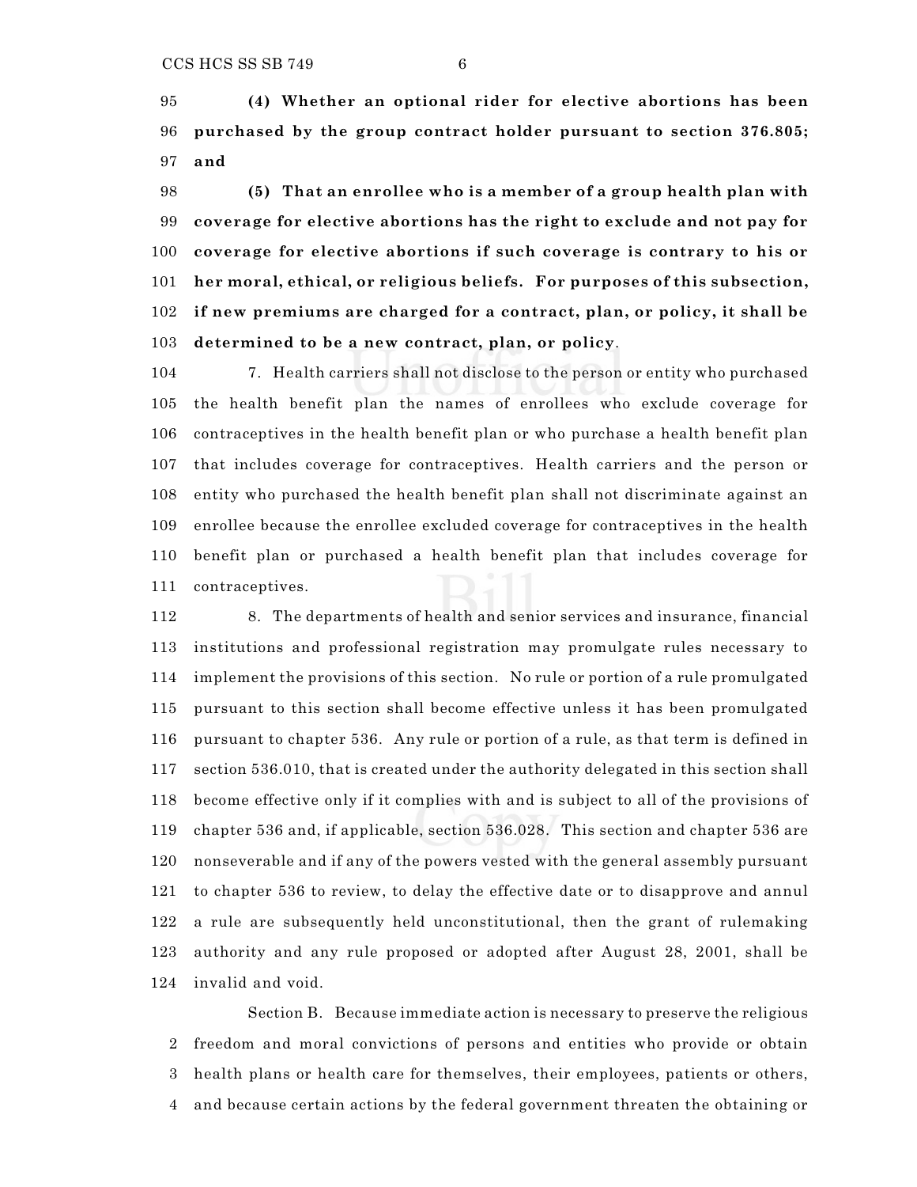**(4) Whether an optional rider for elective abortions has been purchased by the group contract holder pursuant to section 376.805; and**

**(5) That an enrollee who is a member of a group health plan with coverage for elective abortions has the right to exclude and not pay for coverage for elective abortions if such coverage is contrary to his or her moral, ethical, or religious beliefs. For purposes of this subsection, if new premiums are charged for a contract, plan, or policy, it shall be determined to be a new contract, plan, or policy**.

7. Health carriers shall not disclose to the person or entity who purchased the health benefit plan the names of enrollees who exclude coverage for contraceptives in the health benefit plan or who purchase a health benefit plan that includes coverage for contraceptives. Health carriers and the person or entity who purchased the health benefit plan shall not discriminate against an enrollee because the enrollee excluded coverage for contraceptives in the health benefit plan or purchased a health benefit plan that includes coverage for contraceptives.

8. The departments of health and senior services and insurance, financial institutions and professional registration may promulgate rules necessary to implement the provisions of this section. No rule or portion of a rule promulgated pursuant to this section shall become effective unless it has been promulgated pursuant to chapter 536. Any rule or portion of a rule, as that term is defined in section 536.010, that is created under the authority delegated in this section shall become effective only if it complies with and is subject to all of the provisions of chapter 536 and, if applicable, section 536.028. This section and chapter 536 are nonseverable and if any of the powers vested with the general assembly pursuant to chapter 536 to review, to delay the effective date or to disapprove and annul a rule are subsequently held unconstitutional, then the grant of rulemaking authority and any rule proposed or adopted after August 28, 2001, shall be invalid and void.

Section B. Because immediate action is necessary to preserve the religious freedom and moral convictions of persons and entities who provide or obtain health plans or health care for themselves, their employees, patients or others, and because certain actions by the federal government threaten the obtaining or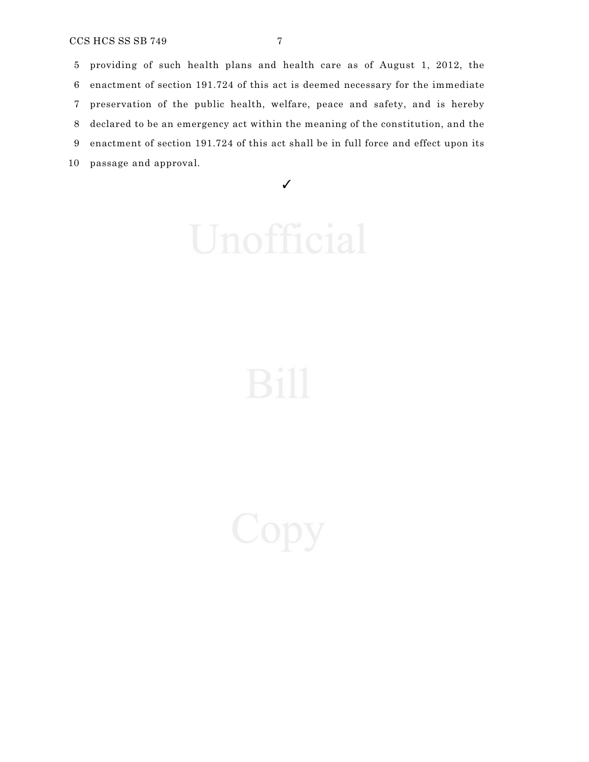providing of such health plans and health care as of August 1, 2012, the enactment of section 191.724 of this act is deemed necessary for the immediate preservation of the public health, welfare, peace and safety, and is hereby declared to be an emergency act within the meaning of the constitution, and the enactment of section 191.724 of this act shall be in full force and effect upon its passage and approval.

✓